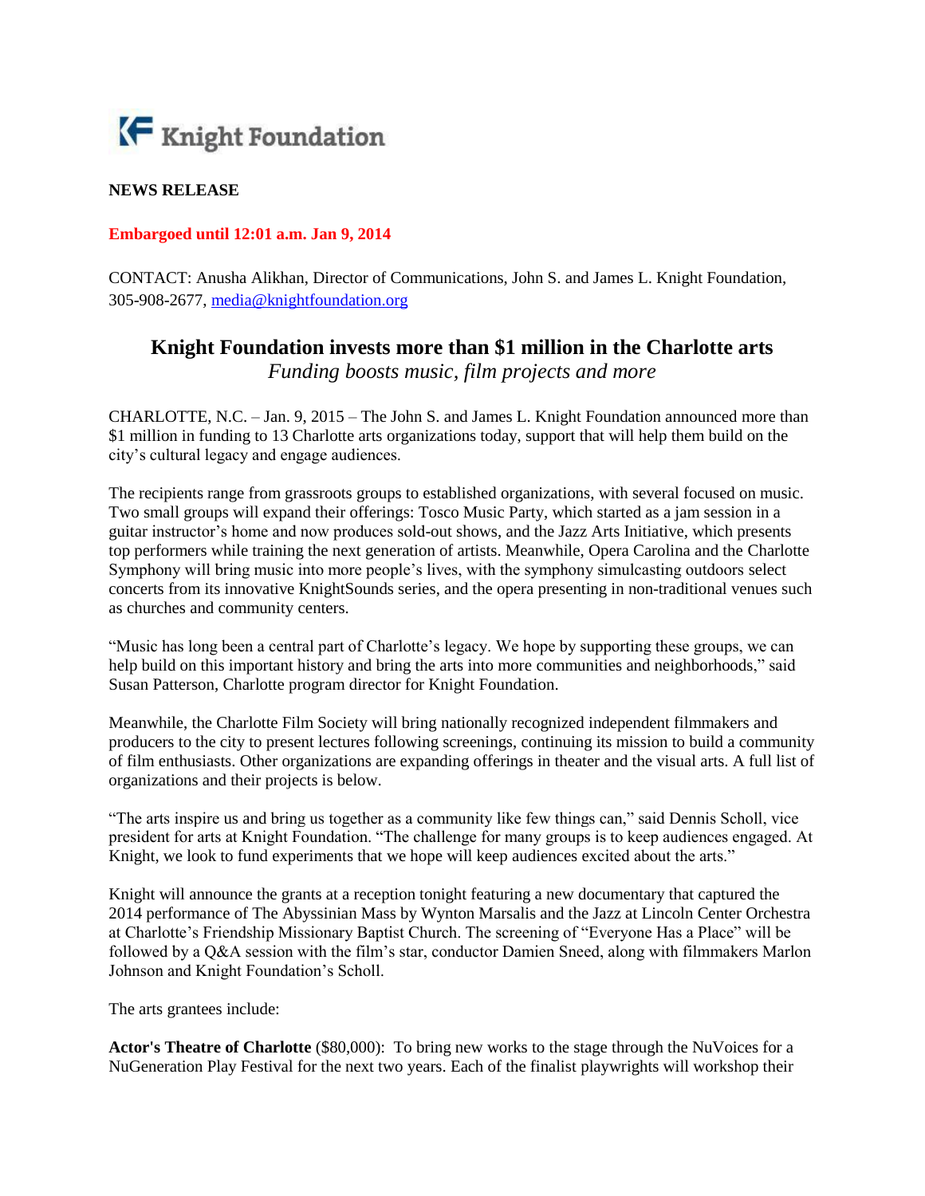Knight Foundation

**NEWS RELEASE**

**Embargoed until 12:01 a.m. Jan 9, 2014**

CONTACT: Anusha Alikhan, Director of Communications, John S. and James L. Knight Foundation, 305-908-2677, media@knightfoundation.org

# Knight Foundation invests more than $1 million in the Charlotte arts

*Funding boosts music, film projects and more*

CHARLOTTE, N.C. – Jan. 9, 2015 – The John S. and James L. Knight Foundation announced more than $1 million in funding to 13 Charlotte arts organizations today, support that will help them build on the city's cultural legacy and engage audiences.

The recipients range from grassroots groups to established organizations, with several focused on music. Two small groups will expand their offerings: Tosco Music Party, which started as a jam session in a guitar instructor's home and now produces sold-out shows, and the Jazz Arts Initiative, which presents top performers while training the next generation of artists. Meanwhile, Opera Carolina and the Charlotte Symphony will bring music into more people's lives, with the symphony simulcasting outdoors select concerts from its innovative KnightSounds series, and the opera presenting in non-traditional venues such as churches and community centers.

"Music has long been a central part of Charlotte's legacy. We hope by supporting these groups, we can help build on this important history and bring the arts into more communities and neighborhoods," said Susan Patterson, Charlotte program director for Knight Foundation.

Meanwhile, the Charlotte Film Society will bring nationally recognized independent filmmakers and producers to the city to present lectures following screenings, continuing its mission to build a community of film enthusiasts. Other organizations are expanding offerings in theater and the visual arts. A full list of organizations and their projects is below.

"The arts inspire us and bring us together as a community like few things can," said Dennis Scholl, vice president for arts at Knight Foundation. "The challenge for many groups is to keep audiences engaged. At Knight, we look to fund experiments that we hope will keep audiences excited about the arts."

Knight will announce the grants at a reception tonight featuring a new documentary that captured the 2014 performance of The Abyssinian Mass by Wynton Marsalis and the Jazz at Lincoln Center Orchestra at Charlotte's Friendship Missionary Baptist Church. The screening of "Everyone Has a Place" will be followed by a Q&A session with the film's star, conductor Damien Sneed, along with filmmakers Marlon Johnson and Knight Foundation's Scholl.

The arts grantees include:

**Actor's Theatre of Charlotte** ($80,000): To bring new works to the stage through the NuVoices for a NuGeneration Play Festival for the next two years. Each of the finalist playwrights will workshop their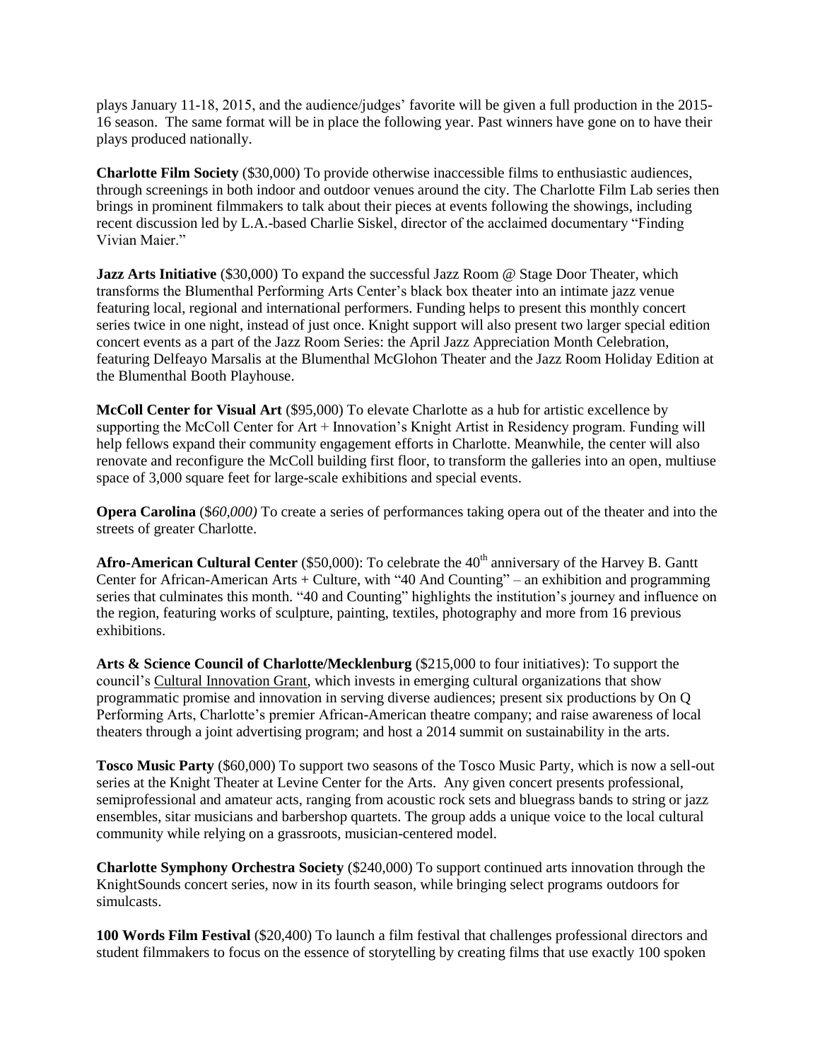plays January 11-18, 2015, and the audience/judges' favorite will be given a full production in the 2015-16 season. The same format will be in place the following year. Past winners have gone on to have their plays produced nationally.

**Charlotte Film Society** ($30,000) To provide otherwise inaccessible films to enthusiastic audiences, through screenings in both indoor and outdoor venues around the city. The Charlotte Film Lab series then brings in prominent filmmakers to talk about their pieces at events following the showings, including recent discussion led by L.A.-based Charlie Siskel, director of the acclaimed documentary "Finding Vivian Maier."

**Jazz Arts Initiative** ($30,000) To expand the successful Jazz Room @ Stage Door Theater, which transforms the Blumenthal Performing Arts Center's black box theater into an intimate jazz venue featuring local, regional and international performers. Funding helps to present this monthly concert series twice in one night, instead of just once. Knight support will also present two larger special edition concert events as a part of the Jazz Room Series: the April Jazz Appreciation Month Celebration, featuring Delfeayo Marsalis at the Blumenthal McGlohon Theater and the Jazz Room Holiday Edition at the Blumenthal Booth Playhouse.

**McColl Center for Visual Art** ($95,000) To elevate Charlotte as a hub for artistic excellence by supporting the McColl Center for Art + Innovation's Knight Artist in Residency program. Funding will help fellows expand their community engagement efforts in Charlotte. Meanwhile, the center will also renovate and reconfigure the McColl building first floor, to transform the galleries into an open, multiuse space of 3,000 square feet for large-scale exhibitions and special events.

**Opera Carolina** ($*60,000)* To create a series of performances taking opera out of the theater and into the streets of greater Charlotte.

**Afro-American Cultural Center** ($50,000): To celebrate the 40th anniversary of the Harvey B. Gantt Center for African-American Arts + Culture, with "40 And Counting" – an exhibition and programming series that culminates this month. "40 and Counting" highlights the institution's journey and influence on the region, featuring works of sculpture, painting, textiles, photography and more from 16 previous exhibitions.

**Arts & Science Council of Charlotte/Mecklenburg** ($215,000 to four initiatives): To support the council's Cultural Innovation Grant, which invests in emerging cultural organizations that show programmatic promise and innovation in serving diverse audiences; present six productions by On Q Performing Arts, Charlotte's premier African-American theatre company; and raise awareness of local theaters through a joint advertising program; and host a 2014 summit on sustainability in the arts.

**Tosco Music Party** ($60,000) To support two seasons of the Tosco Music Party, which is now a sell-out series at the Knight Theater at Levine Center for the Arts. Any given concert presents professional, semiprofessional and amateur acts, ranging from acoustic rock sets and bluegrass bands to string or jazz ensembles, sitar musicians and barbershop quartets. The group adds a unique voice to the local cultural community while relying on a grassroots, musician-centered model.

**Charlotte Symphony Orchestra Society** ($240,000) To support continued arts innovation through the KnightSounds concert series, now in its fourth season, while bringing select programs outdoors for simulcasts.

**100 Words Film Festival** ($20,400) To launch a film festival that challenges professional directors and student filmmakers to focus on the essence of storytelling by creating films that use exactly 100 spoken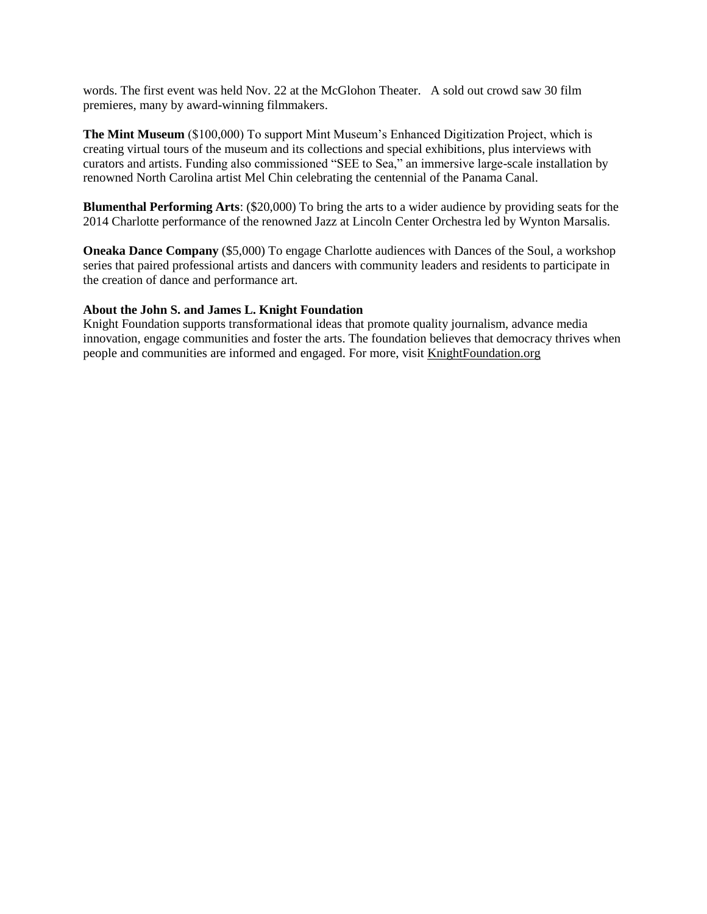words. The first event was held Nov. 22 at the McGlohon Theater. A sold out crowd saw 30 film premieres, many by award-winning filmmakers.

**The Mint Museum** ($100,000) To support Mint Museum's Enhanced Digitization Project, which is creating virtual tours of the museum and its collections and special exhibitions, plus interviews with curators and artists. Funding also commissioned "SEE to Sea," an immersive large-scale installation by renowned North Carolina artist Mel Chin celebrating the centennial of the Panama Canal.

**Blumenthal Performing Arts**: ($20,000) To bring the arts to a wider audience by providing seats for the 2014 Charlotte performance of the renowned Jazz at Lincoln Center Orchestra led by Wynton Marsalis.

**Oneaka Dance Company** ($5,000) To engage Charlotte audiences with Dances of the Soul, a workshop series that paired professional artists and dancers with community leaders and residents to participate in the creation of dance and performance art.

**About the John S. and James L. Knight Foundation**
Knight Foundation supports transformational ideas that promote quality journalism, advance media innovation, engage communities and foster the arts. The foundation believes that democracy thrives when people and communities are informed and engaged. For more, visit KnightFoundation.org